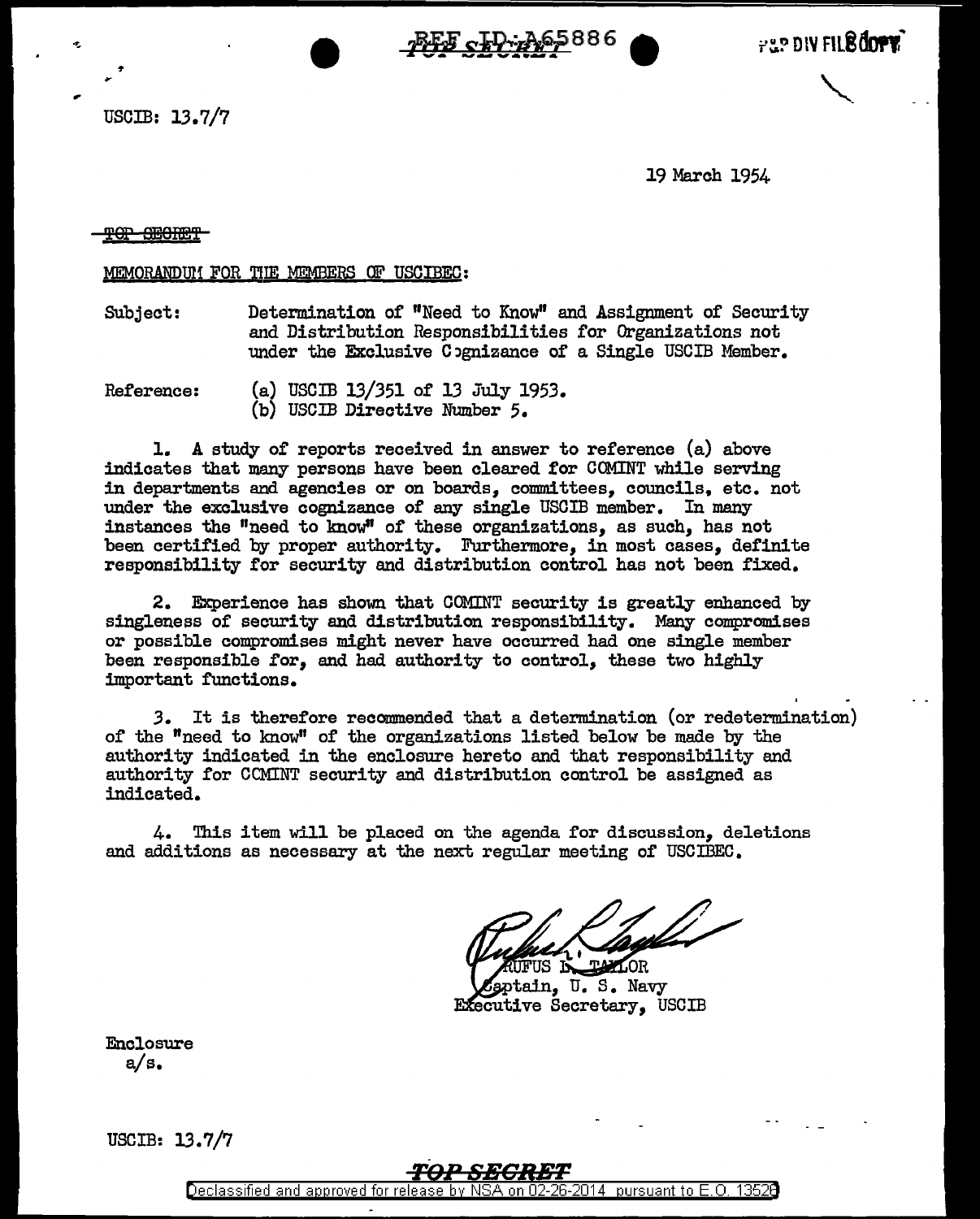REF ID:A65886

TOP SECRET

P&P DIV FILE COPY

USCIB: 13.7/7

19 March 1954

TOP SECRET

MEMORANDUM FOR THE MEMBERS OF USCIBEC:

Subject: Determination of "Need to Know" and Assignment of Security and Distribution Responsibilities for Organizations not under the Exclusive Cognizance of a Single USCIB Member.

Reference: (a) USCIB 13/351 of 13 July 1953.
(b) USCIB Directive Number 5.

1. A study of reports received in answer to reference (a) above indicates that many persons have been cleared for COMINT while serving in departments and agencies or on boards, committees, councils, etc. not under the exclusive cognizance of any single USCIB member. In many instances the "need to know" of these organizations, as such, has not been certified by proper authority. Furthermore, in most cases, definite responsibility for security and distribution control has not been fixed.

2. Experience has shown that COMINT security is greatly enhanced by singleness of security and distribution responsibility. Many compromises or possible compromises might never have occurred had one single member been responsible for, and had authority to control, these two highly important functions.

3. It is therefore recommended that a determination (or redetermination) of the "need to know" of the organizations listed below be made by the authority indicated in the enclosure hereto and that responsibility and authority for COMINT security and distribution control be assigned as indicated.

4. This item will be placed on the agenda for discussion, deletions and additions as necessary at the next regular meeting of USCIBEC.

RUFUS L. TAYLOR
Captain, U. S. Navy
Executive Secretary, USCIB

Enclosure
a/s.

USCIB: 13.7/7

TOP SECRET

Declassified and approved for release by NSA on 02-26-2014 pursuant to E.O. 13526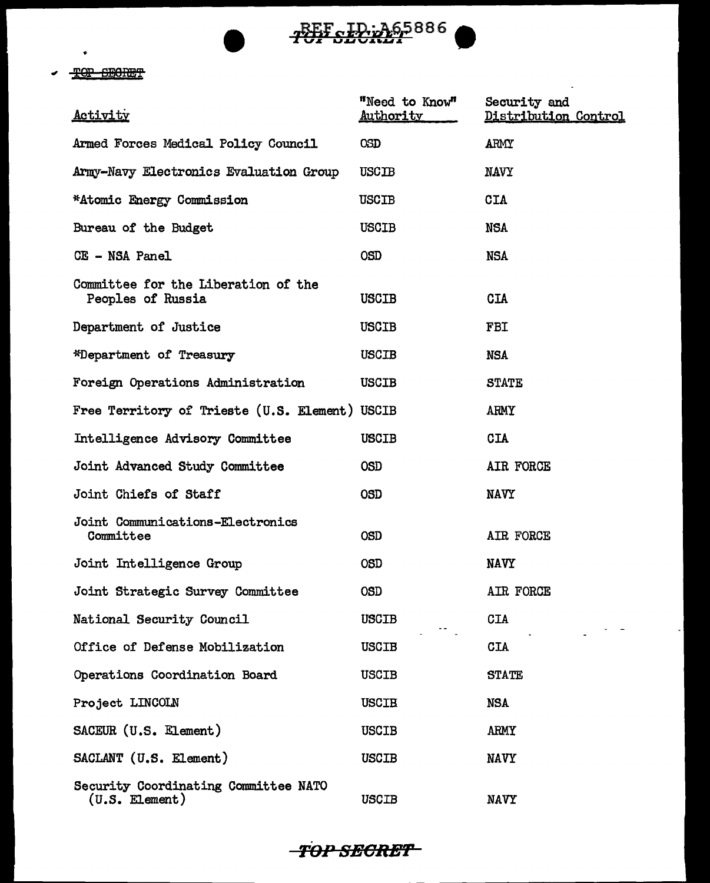| Activity | "Need to Know" Authority | Security and Distribution Control |
|---|---|---|
| Armed Forces Medical Policy Council | OSD | ARMY |
| Army-Navy Electronics Evaluation Group | USCIB | NAVY |
| *Atomic Energy Commission | USCIB | CIA |
| Bureau of the Budget | USCIB | NSA |
| CE - NSA Panel | OSD | NSA |
| Committee for the Liberation of the Peoples of Russia | USCIB | CIA |
| Department of Justice | USCIB | FBI |
| *Department of Treasury | USCIB | NSA |
| Foreign Operations Administration | USCIB | STATE |
| Free Territory of Trieste (U.S. Element) | USCIB | ARMY |
| Intelligence Advisory Committee | USCIB | CIA |
| Joint Advanced Study Committee | OSD | AIR FORCE |
| Joint Chiefs of Staff | OSD | NAVY |
| Joint Communications-Electronics Committee | OSD | AIR FORCE |
| Joint Intelligence Group | OSD | NAVY |
| Joint Strategic Survey Committee | OSD | AIR FORCE |
| National Security Council | USCIB | CIA |
| Office of Defense Mobilization | USCIB | CIA |
| Operations Coordination Board | USCIB | STATE |
| Project LINCOLN | USCIB | NSA |
| SACEUR (U.S. Element) | USCIB | ARMY |
| SACLANT (U.S. Element) | USCIB | NAVY |
| Security Coordinating Committee NATO (U.S. Element) | USCIB | NAVY |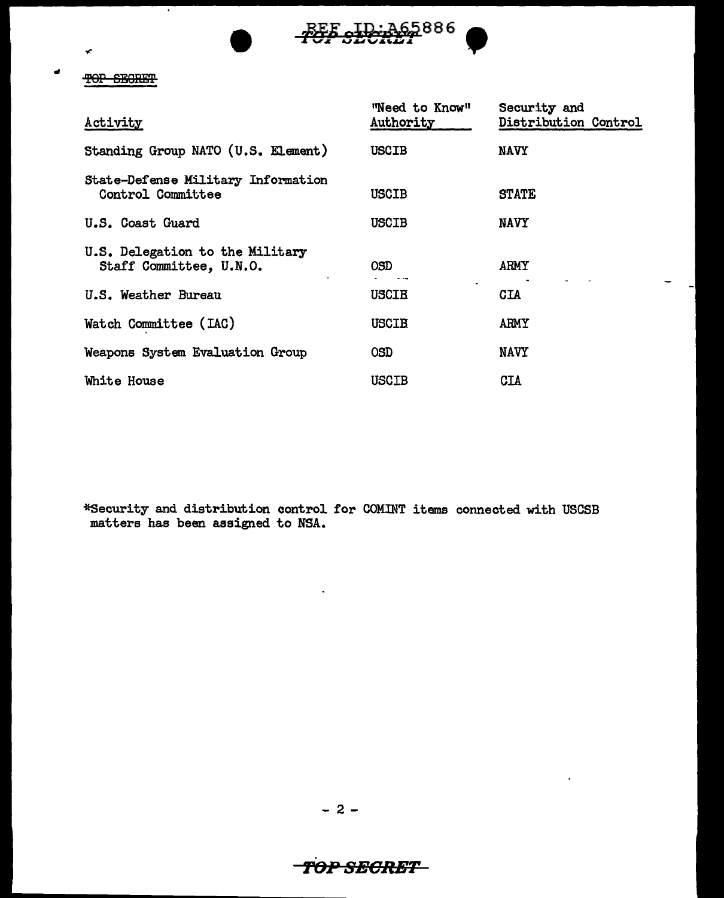TOP SECRET

| Activity | "Need to Know" Authority | Security and Distribution Control |
|---|---|---|
| Standing Group NATO (U.S. Element) | USCIB | NAVY |
| State-Defense Military Information Control Committee | USCIB | STATE |
| U.S. Coast Guard | USCIB | NAVY |
| U.S. Delegation to the Military Staff Committee, U.N.O. | OSD | ARMY |
| U.S. Weather Bureau | USCIB | CIA |
| Watch Committee (IAC) | USCIB | ARMY |
| Weapons System Evaluation Group | OSD | NAVY |
| White House | USCIB | CIA |

*Security and distribution control for COMINT items connected with USCSB matters has been assigned to NSA.